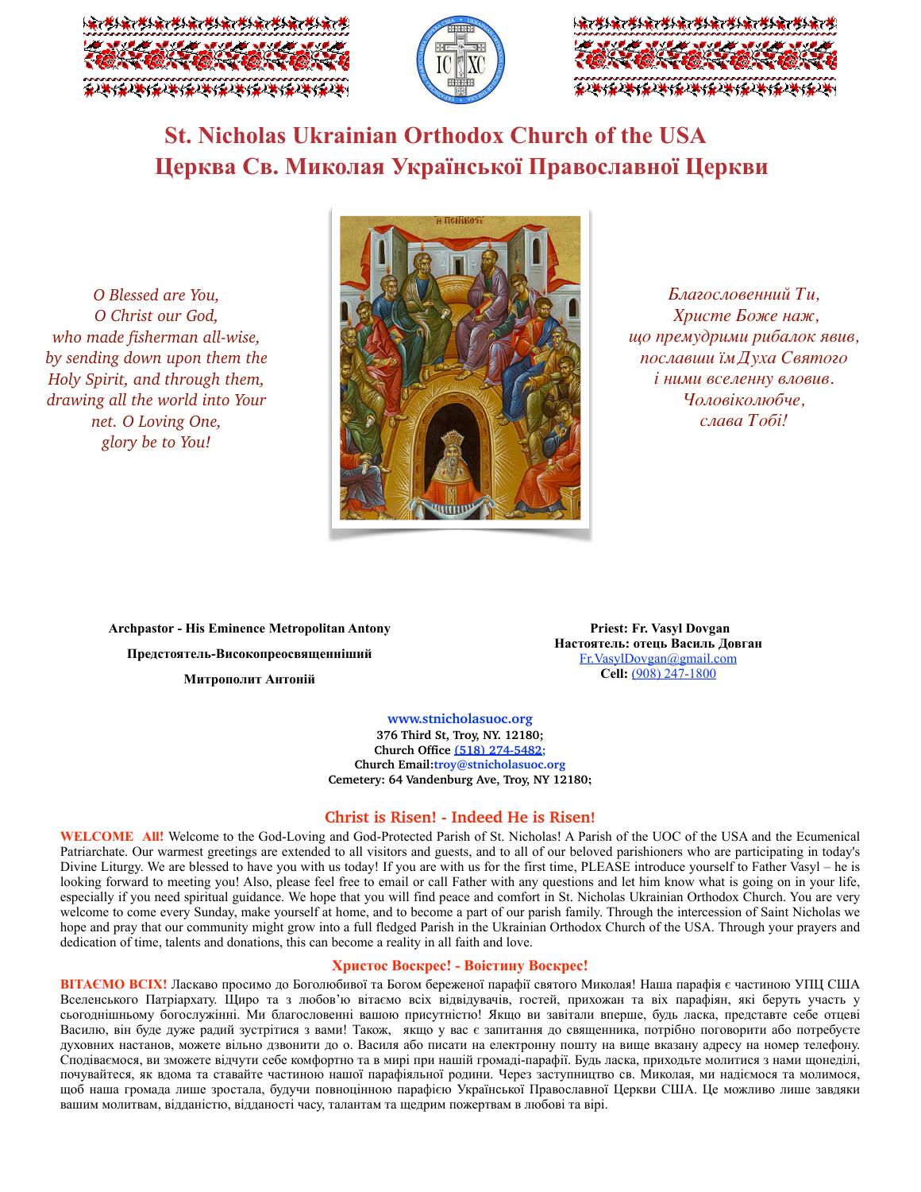# St. Nicholas Ukrainian Orthodox Church of the USA

# Церква Св. Миколая Української Православної Церкви

*O Blessed are You,*
*O Christ our God,*
*who made fisherman all-wise,*
*by sending down upon them the*
*Holy Spirit, and through them,*
*drawing all the world into Your*
*net. O Loving One,*
*glory be to You!*

*Благословенний Ти,*
*Христе Боже наш,*
*що премудрими рибалок явив,*
*пославши їм Духа Святого*
*і ними вселенну вловив.*
*Чоловіколюбче,*
*слава Тобі!*

**Archpastor - His Eminence Metropolitan Antony**

**Предстоятель-Високопреосвященніший**

**Митрополит Антоній**

**Priest: Fr. Vasyl Dovgan**
**Настоятель: отець Василь Довган**
Fr.VasylDovgan@gmail.com
**Cell:** (908) 247-1800

**www.stnicholasuoc.org**
**376 Third St, Troy, NY. 12180;**
**Church Office (518) 274-5482;**
**Church Email:troy@stnicholasuoc.org**
**Cemetery: 64 Vandenburg Ave, Troy, NY 12180;**

## Christ is Risen! - Indeed He is Risen!

**WELCOME All!** Welcome to the God-Loving and God-Protected Parish of St. Nicholas! A Parish of the UOC of the USA and the Ecumenical Patriarchate. Our warmest greetings are extended to all visitors and guests, and to all of our beloved parishioners who are participating in today's Divine Liturgy. We are blessed to have you with us today! If you are with us for the first time, PLEASE introduce yourself to Father Vasyl – he is looking forward to meeting you! Also, please feel free to email or call Father with any questions and let him know what is going on in your life, especially if you need spiritual guidance. We hope that you will find peace and comfort in St. Nicholas Ukrainian Orthodox Church. You are very welcome to come every Sunday, make yourself at home, and to become a part of our parish family. Through the intercession of Saint Nicholas we hope and pray that our community might grow into a full fledged Parish in the Ukrainian Orthodox Church of the USA. Through your prayers and dedication of time, talents and donations, this can become a reality in all faith and love.

## Христос Воскрес! - Воістину Воскрес!

**ВІТАЄМО ВСІХ!** Ласкаво просимо до Боголюбивої та Богом береженої парафії святого Миколая! Наша парафія є частиною УПЦ США Вселенського Патріархату. Щиро та з любов'ю вітаємо всіх відвідувачів, гостей, прихожан та віх парафіян, які беруть участь у сьогоднішньому богослужінні. Ми благословенні вашою присутністю! Якщо ви завітали вперше, будь ласка, представте себе отцеві Василю, він буде дуже радий зустрітися з вами! Також, якщо у вас є запитання до священника, потрібно поговорити або потребуєте духовних настанов, можете вільно дзвонити до о. Василя або писати на електронну пошту на вище вказану адресу на номер телефону. Сподіваємося, ви зможете відчути себе комфортно та в мирі при нашій громаді-парафії. Будь ласка, приходьте молитися з нами щонеділі, почувайтеся, як вдома та ставайте частиною нашої парафіяльної родини. Через заступництво св. Миколая, ми надіємося та молимося, щоб наша громада лише зростала, будучи повноцінною парафією Української Православної Церкви США. Це можливо лише завдяки вашим молитвам, відданістю, відданості часу, талантам та щедрим пожертвам в любові та вірі.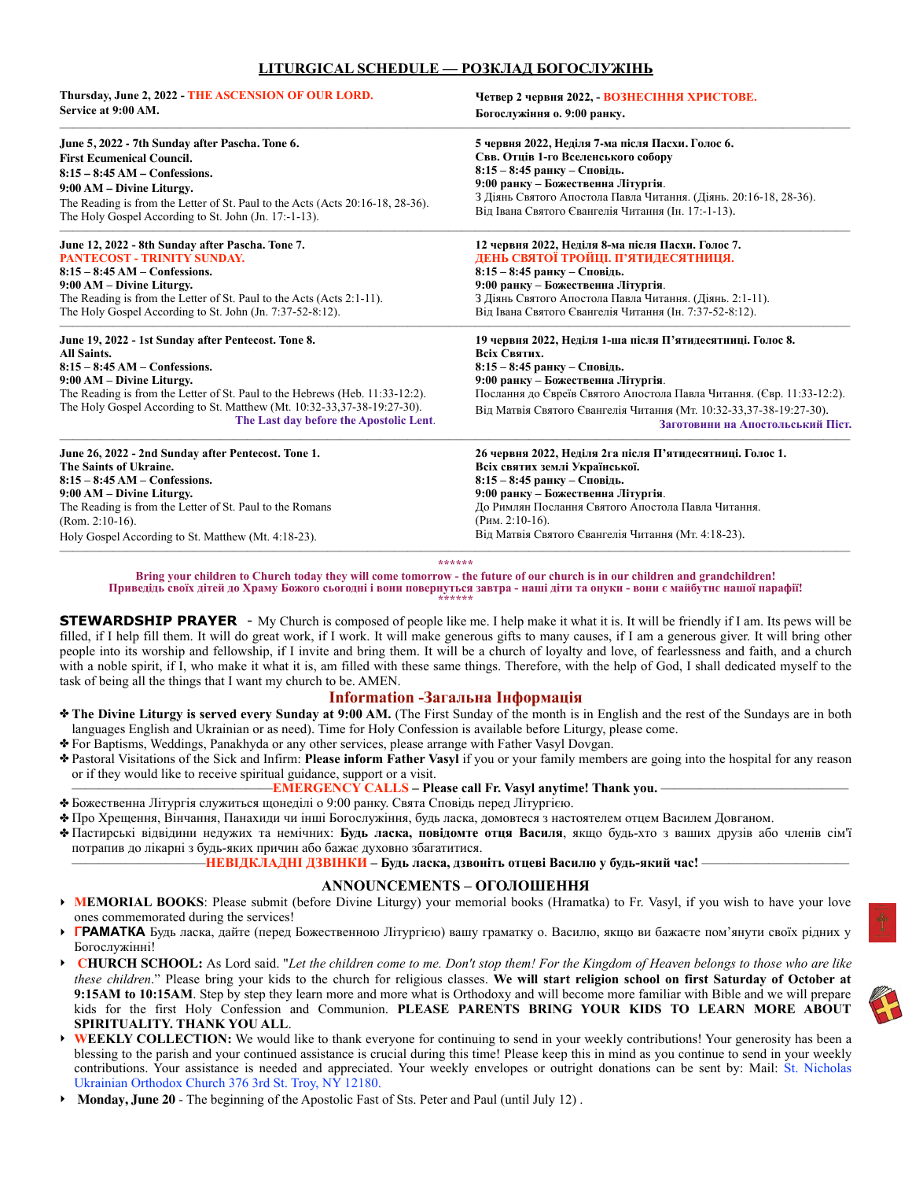## LITURGICAL SCHEDULE — РОЗКЛАД БОГОСЛУЖІНЬ

**Thursday, June 2, 2022 - THE ASCENSION OF OUR LORD.**
**Service at 9:00 AM.**

**Четвер 2 червня 2022, - ВОЗНЕСІННЯ ХРИСТОВЕ.**
**Богослужіння о. 9:00 ранку.**

---

**June 5, 2022 - 7th Sunday after Pascha. Tone 6.**
**First Ecumenical Council.**
**8:15 – 8:45 AM – Confessions.**
**9:00 AM – Divine Liturgy.**
The Reading is from the Letter of St. Paul to the Acts (Acts 20:16-18, 28-36).
The Holy Gospel According to St. John (Jn. 17:-1-13).

**5 червня 2022, Неділя 7-ма після Пасхи. Голос 6.**
**Свв. Отців 1-го Вселенського собору**
**8:15 – 8:45 ранку – Сповідь.**
**9:00 ранку – Божественна Літургія.**
З Діянь Святого Апостола Павла Читання. (Діянь. 20:16-18, 28-36).
Від Івана Святого Євангелія Читання (Ін. 17:-1-13).

---

**June 12, 2022 - 8th Sunday after Pascha. Tone 7.**
**PANTECOST - TRINITY SUNDAY.**
**8:15 – 8:45 AM – Confessions.**
**9:00 AM – Divine Liturgy.**
The Reading is from the Letter of St. Paul to the Acts (Acts 2:1-11).
The Holy Gospel According to St. John (Jn. 7:37-52-8:12).

**12 червня 2022, Неділя 8-ма після Пасхи. Голос 7.**
**ДЕНЬ СВЯТОЇ ТРОЙЦІ. П'ЯТИДЕСЯТНИЦЯ.**
**8:15 – 8:45 ранку – Сповідь.**
**9:00 ранку – Божественна Літургія.**
З Діянь Святого Апостола Павла Читання. (Діянь. 2:1-11).
Від Івана Святого Євангелія Читання (Ін. 7:37-52-8:12).

---

**June 19, 2022 - 1st Sunday after Pentecost. Tone 8.**
**All Saints.**
**8:15 – 8:45 AM – Confessions.**
**9:00 AM – Divine Liturgy.**
The Reading is from the Letter of St. Paul to the Hebrews (Heb. 11:33-12:2).
The Holy Gospel According to St. Matthew (Mt. 10:32-33,37-38-19:27-30).
**The Last day before the Apostolic Lent.**

**19 червня 2022, Неділя 1-ша після П'ятидесятниці. Голос 8.**
**Всіх Святих.**
**8:15 – 8:45 ранку – Сповідь.**
**9:00 ранку – Божественна Літургія.**
Послання до Євреїв Святого Апостола Павла Читання. (Євр. 11:33-12:2).
Від Матвія Святого Євангелія Читання (Мт. 10:32-33,37-38-19:27-30).
**Заготовини на Апостольський Піст.**

---

**June 26, 2022 - 2nd Sunday after Pentecost. Tone 1.**
**The Saints of Ukraine.**
**8:15 – 8:45 AM – Confessions.**
**9:00 AM – Divine Liturgy.**
The Reading is from the Letter of St. Paul to the Romans (Rom. 2:10-16).
Holy Gospel According to St. Matthew (Mt. 4:18-23).

**26 червня 2022, Неділя 2га після П'ятидесятниці. Голос 1.**
**Всіх святих землі Української.**
**8:15 – 8:45 ранку – Сповідь.**
**9:00 ранку – Божественна Літургія.**
До Римлян Послання Святого Апостола Павла Читання. (Рим. 2:10-16).
Від Матвія Святого Євангелія Читання (Мт. 4:18-23).

---

******
**Bring your children to Church today they will come tomorrow - the future of our church is in our children and grandchildren!**
**Приведідь своїх дітей до Храму Божого сьогодні і вони повернуться завтра - наші діти та онуки - вони є майбутнє нашої парафії!**
******

**STEWARDSHIP PRAYER** - My Church is composed of people like me. I help make it what it is. It will be friendly if I am. Its pews will be filled, if I help fill them. It will do great work, if I work. It will make generous gifts to many causes, if I am a generous giver. It will bring other people into its worship and fellowship, if I invite and bring them. It will be a church of loyalty and love, of fearlessness and faith, and a church with a noble spirit, if I, who make it what it is, am filled with these same things. Therefore, with the help of God, I shall dedicated myself to the task of being all the things that I want my church to be. AMEN.

## Information -Загальна Інформація

- **The Divine Liturgy is served every Sunday at 9:00 AM.** (The First Sunday of the month is in English and the rest of the Sundays are in both languages English and Ukrainian or as need). Time for Holy Confession is available before Liturgy, please come.
- For Baptisms, Weddings, Panakhyda or any other services, please arrange with Father Vasyl Dovgan.
- Pastoral Visitations of the Sick and Infirm: **Please inform Father Vasyl** if you or your family members are going into the hospital for any reason or if they would like to receive spiritual guidance, support or a visit.

**EMERGENCY CALLS – Please call Fr. Vasyl anytime! Thank you.**

- Божественна Літургія служиться щонеділі о 9:00 ранку. Свята Сповідь перед Літургією.
- Про Хрещення, Вінчання, Панахиди чи інші Богослужіння, будь ласка, домовтеся з настоятелем отцем Василем Довганом.
- Пастирські відвідини недужих та немічних: **Будь ласка, повідомте отця Василя**, якщо будь-хто з ваших друзів або членів сім'ї потрапив до лікарні з будь-яких причин або бажає духовно збагатитися.

**НЕВІДКЛАДНІ ДЗВІНКИ – Будь ласка, дзвоніть отцеві Василю у будь-який час!**

## ANNOUNCEMENTS – ОГОЛОШЕННЯ

- **MEMORIAL BOOKS**: Please submit (before Divine Liturgy) your memorial books (Hramatka) to Fr. Vasyl, if you wish to have your love ones commemorated during the services!
- **ГРАМАТКА** Будь ласка, дайте (перед Божественною Літургією) вашу граматку о. Василю, якщо ви бажаєте пом'янути своїх рідних у Богослужінні!
- **CHURCH SCHOOL:** As Lord said. "*Let the children come to me. Don't stop them! For the Kingdom of Heaven belongs to those who are like these children*." Please bring your kids to the church for religious classes. **We will start religion school on first Saturday of October at 9:15AM to 10:15AM**. Step by step they learn more and more what is Orthodoxy and will become more familiar with Bible and we will prepare kids for the first Holy Confession and Communion. **PLEASE PARENTS BRING YOUR KIDS TO LEARN MORE ABOUT SPIRITUALITY. THANK YOU ALL.**
- **WEEKLY COLLECTION:** We would like to thank everyone for continuing to send in your weekly contributions! Your generosity has been a blessing to the parish and your continued assistance is crucial during this time! Please keep this in mind as you continue to send in your weekly contributions. Your assistance is needed and appreciated. Your weekly envelopes or outright donations can be sent by: Mail: St. Nicholas Ukrainian Orthodox Church 376 3rd St. Troy, NY 12180.
- **Monday, June 20** - The beginning of the Apostolic Fast of Sts. Peter and Paul (until July 12) .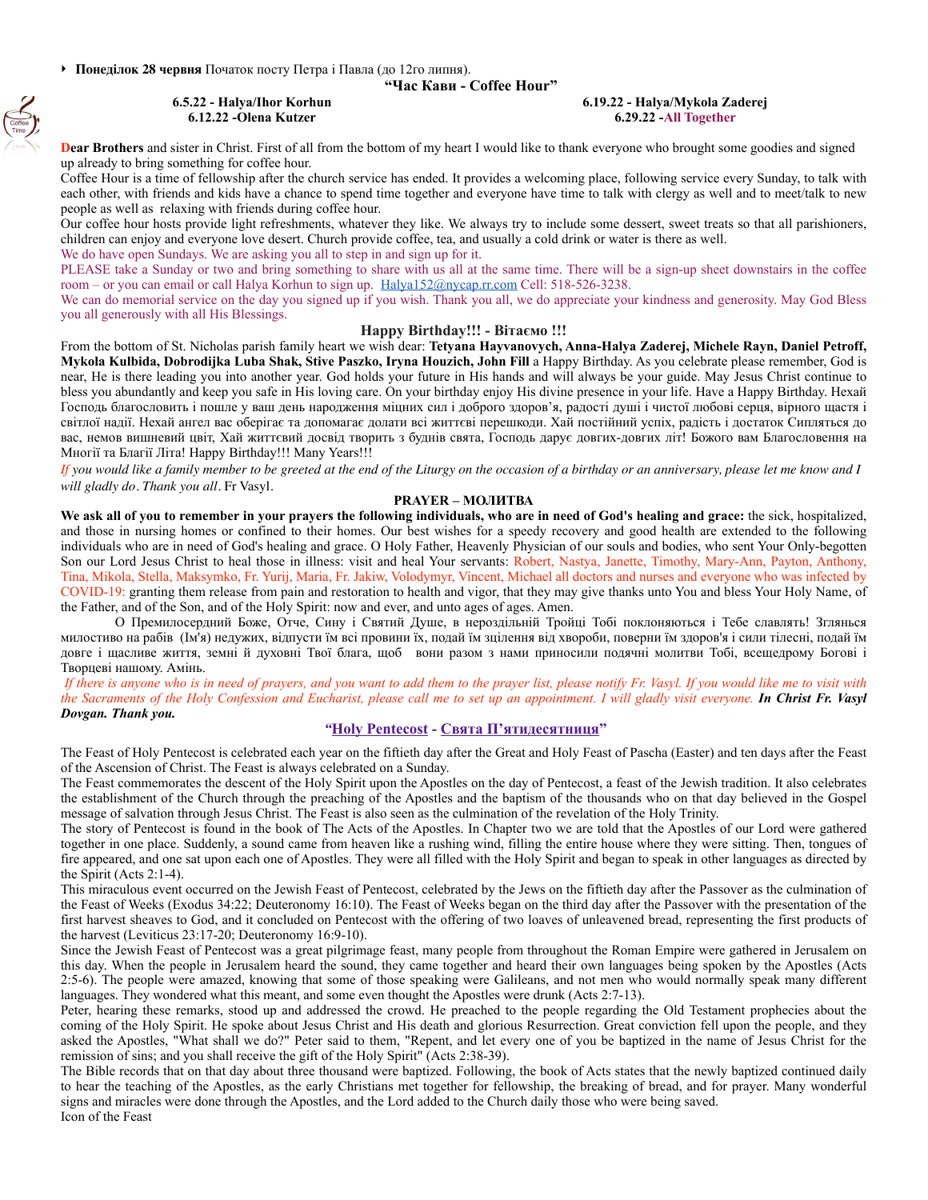- **Понеділок 28 червня** Початок посту Петра і Павла (до 12го липня).

## "Час Кави - Coffee Hour"

**6.5.22 - Halya/Ihor Korhun**
**6.12.22 -Olena Kutzer**

**6.19.22 - Halya/Mykola Zaderej**
**6.29.22 -All Together**

**Dear Brothers** and sister in Christ. First of all from the bottom of my heart I would like to thank everyone who brought some goodies and signed up already to bring something for coffee hour.

Coffee Hour is a time of fellowship after the church service has ended. It provides a welcoming place, following service every Sunday, to talk with each other, with friends and kids have a chance to spend time together and everyone have time to talk with clergy as well and to meet/talk to new people as well as relaxing with friends during coffee hour.

Our coffee hour hosts provide light refreshments, whatever they like. We always try to include some dessert, sweet treats so that all parishioners, children can enjoy and everyone love desert. Church provide coffee, tea, and usually a cold drink or water is there as well.

We do have open Sundays. We are asking you all to step in and sign up for it.

PLEASE take a Sunday or two and bring something to share with us all at the same time. There will be a sign-up sheet downstairs in the coffee room – or you can email or call Halya Korhun to sign up. Halya152@nycap.rr.com Cell: 518-526-3238.

We can do memorial service on the day you signed up if you wish. Thank you all, we do appreciate your kindness and generosity. May God Bless you all generously with all His Blessings.

## Happy Birthday!!! - Вітаємо !!!

From the bottom of St. Nicholas parish family heart we wish dear: **Tetyana Hayvanovych, Anna-Halya Zaderej, Michele Rayn, Daniel Petroff, Mykola Kulbida, Dobrodijka Luba Shak, Stive Paszko, Iryna Houzich, John Fill** a Happy Birthday. As you celebrate please remember, God is near, He is there leading you into another year. God holds your future in His hands and will always be your guide. May Jesus Christ continue to bless you abundantly and keep you safe in His loving care. On your birthday enjoy His divine presence in your life. Have a Happy Birthday. Нехай Господь благословить і пошле у ваш день народження міцних сил і доброго здоров'я, радості душі і чистої любові серця, вірного щастя і світлої надії. Нехай ангел вас оберігає та допомагає долати всі життєві перешкоди. Хай постійний успіх, радість і достаток Сипляться до вас, немов вишневий цвіт, Хай життєвий досвід творить з буднів свята, Господь дарує довгих-довгих літ! Божого вам Благословення на Многії та Благії Літа! Happy Birthday!!! Many Years!!!

*If you would like a family member to be greeted at the end of the Liturgy on the occasion of a birthday or an anniversary, please let me know and I will gladly do. Thank you all.* Fr Vasyl.

## PRAYER – МОЛИТВА

**We ask all of you to remember in your prayers the following individuals, who are in need of God's healing and grace:** the sick, hospitalized, and those in nursing homes or confined to their homes. Our best wishes for a speedy recovery and good health are extended to the following individuals who are in need of God's healing and grace. O Holy Father, Heavenly Physician of our souls and bodies, who sent Your Only-begotten Son our Lord Jesus Christ to heal those in illness: visit and heal Your servants: Robert, Nastya, Janette, Timothy, Mary-Ann, Payton, Anthony, Tina, Mikola, Stella, Maksymko, Fr. Yurij, Maria, Fr. Jakiw, Volodymyr, Vincent, Michael all doctors and nurses and everyone who was infected by COVID-19: granting them release from pain and restoration to health and vigor, that they may give thanks unto You and bless Your Holy Name, of the Father, and of the Son, and of the Holy Spirit: now and ever, and unto ages of ages. Amen.

О Премилосердний Боже, Отче, Сину і Святий Душе, в нероздільній Тройці Тобі поклоняються і Тебе славлять! Зглянься милостиво на рабів (Ім'я) недужих, відпусти їм всі провини їх, подай їм зцілення від хвороби, поверни їм здоров'я і сили тілесні, подай їм довге і щасливе життя, земні й духовні Твої блага, щоб вони разом з нами приносили подячні молитви Тобі, всещедрому Богові і Творцеві нашому. Амінь.

*If there is anyone who is in need of prayers, and you want to add them to the prayer list, please notify Fr. Vasyl. If you would like me to visit with the Sacraments of the Holy Confession and Eucharist, please call me to set up an appointment. I will gladly visit everyone.* ***In Christ Fr. Vasyl Dovgan. Thank you.***

## "Holy Pentecost - Свята П'ятидесятниця"

The Feast of Holy Pentecost is celebrated each year on the fiftieth day after the Great and Holy Feast of Pascha (Easter) and ten days after the Feast of the Ascension of Christ. The Feast is always celebrated on a Sunday.

The Feast commemorates the descent of the Holy Spirit upon the Apostles on the day of Pentecost, a feast of the Jewish tradition. It also celebrates the establishment of the Church through the preaching of the Apostles and the baptism of the thousands who on that day believed in the Gospel message of salvation through Jesus Christ. The Feast is also seen as the culmination of the revelation of the Holy Trinity.

The story of Pentecost is found in the book of The Acts of the Apostles. In Chapter two we are told that the Apostles of our Lord were gathered together in one place. Suddenly, a sound came from heaven like a rushing wind, filling the entire house where they were sitting. Then, tongues of fire appeared, and one sat upon each one of Apostles. They were all filled with the Holy Spirit and began to speak in other languages as directed by the Spirit (Acts 2:1-4).

This miraculous event occurred on the Jewish Feast of Pentecost, celebrated by the Jews on the fiftieth day after the Passover as the culmination of the Feast of Weeks (Exodus 34:22; Deuteronomy 16:10). The Feast of Weeks began on the third day after the Passover with the presentation of the first harvest sheaves to God, and it concluded on Pentecost with the offering of two loaves of unleavened bread, representing the first products of the harvest (Leviticus 23:17-20; Deuteronomy 16:9-10).

Since the Jewish Feast of Pentecost was a great pilgrimage feast, many people from throughout the Roman Empire were gathered in Jerusalem on this day. When the people in Jerusalem heard the sound, they came together and heard their own languages being spoken by the Apostles (Acts 2:5-6). The people were amazed, knowing that some of those speaking were Galileans, and not men who would normally speak many different languages. They wondered what this meant, and some even thought the Apostles were drunk (Acts 2:7-13).

Peter, hearing these remarks, stood up and addressed the crowd. He preached to the people regarding the Old Testament prophecies about the coming of the Holy Spirit. He spoke about Jesus Christ and His death and glorious Resurrection. Great conviction fell upon the people, and they asked the Apostles, "What shall we do?" Peter said to them, "Repent, and let every one of you be baptized in the name of Jesus Christ for the remission of sins; and you shall receive the gift of the Holy Spirit" (Acts 2:38-39).

The Bible records that on that day about three thousand were baptized. Following, the book of Acts states that the newly baptized continued daily to hear the teaching of the Apostles, as the early Christians met together for fellowship, the breaking of bread, and for prayer. Many wonderful signs and miracles were done through the Apostles, and the Lord added to the Church daily those who were being saved.

Icon of the Feast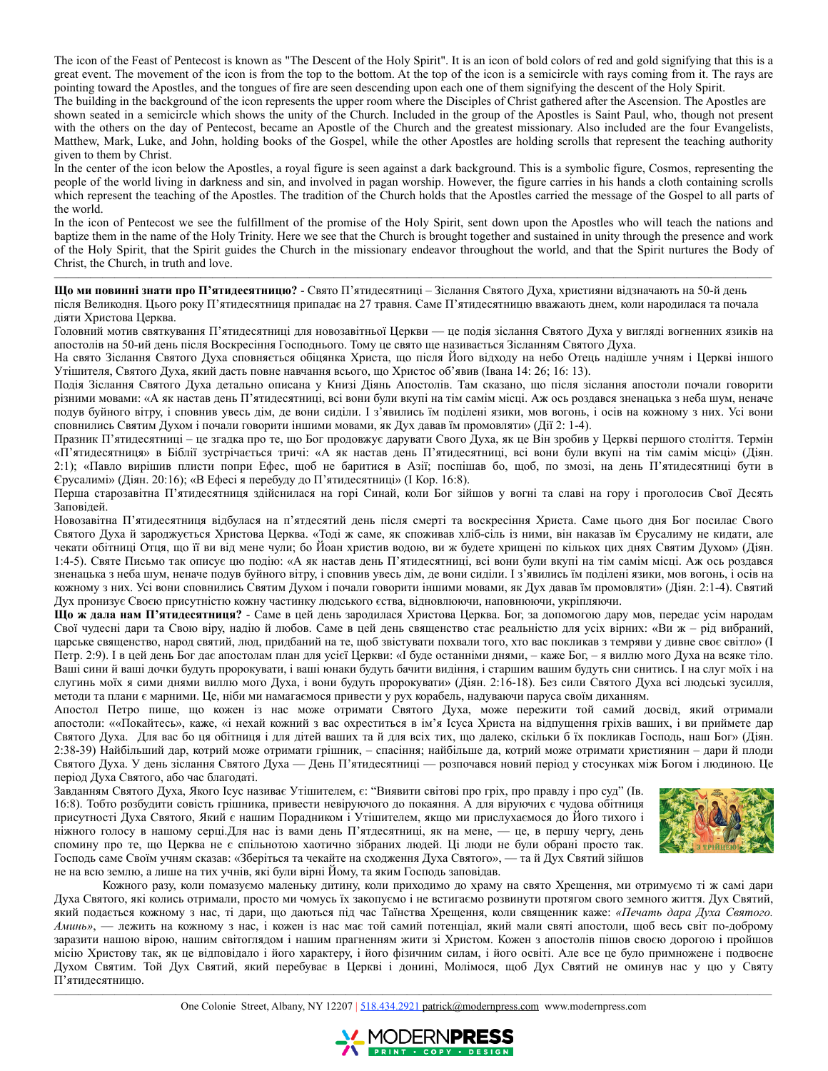The icon of the Feast of Pentecost is known as "The Descent of the Holy Spirit". It is an icon of bold colors of red and gold signifying that this is a great event. The movement of the icon is from the top to the bottom. At the top of the icon is a semicircle with rays coming from it. The rays are pointing toward the Apostles, and the tongues of fire are seen descending upon each one of them signifying the descent of the Holy Spirit.

The building in the background of the icon represents the upper room where the Disciples of Christ gathered after the Ascension. The Apostles are shown seated in a semicircle which shows the unity of the Church. Included in the group of the Apostles is Saint Paul, who, though not present with the others on the day of Pentecost, became an Apostle of the Church and the greatest missionary. Also included are the four Evangelists, Matthew, Mark, Luke, and John, holding books of the Gospel, while the other Apostles are holding scrolls that represent the teaching authority given to them by Christ.

In the center of the icon below the Apostles, a royal figure is seen against a dark background. This is a symbolic figure, Cosmos, representing the people of the world living in darkness and sin, and involved in pagan worship. However, the figure carries in his hands a cloth containing scrolls which represent the teaching of the Apostles. The tradition of the Church holds that the Apostles carried the message of the Gospel to all parts of the world.

In the icon of Pentecost we see the fulfillment of the promise of the Holy Spirit, sent down upon the Apostles who will teach the nations and baptize them in the name of the Holy Trinity. Here we see that the Church is brought together and sustained in unity through the presence and work of the Holy Spirit, that the Spirit guides the Church in the missionary endeavor throughout the world, and that the Spirit nurtures the Body of Christ, the Church, in truth and love.

---

**Що ми повинні знати про П'ятидесятницю?** - Свято П'ятидесятниці – Зіслання Святого Духа, християни відзначають на 50-й день після Великодня. Цього року П'ятидесятниця припадає на 27 травня. Саме П'ятидесятницю вважають днем, коли народилася та почала діяти Христова Церква.

Головний мотив святкування П'ятидесятниці для новозавітньої Церкви — це подія зіслання Святого Духа у вигляді вогненних язиків на апостолів на 50-ий день після Воскресіння Господнього. Тому це свято ще називається Зісланням Святого Духа.

На свято Зіслання Святого Духа сповняється обіцянка Христа, що після Його відходу на небо Отець надішле учням і Церкві іншого Утішителя, Святого Духа, який дасть повне навчання всього, що Христос об'явив (Івана 14: 26; 16: 13).

Подія Зіслання Святого Духа детально описана у Книзі Діянь Апостолів. Там сказано, що після зіслання апостоли почали говорити різними мовами: «А як настав день П'ятидесятниці, всі вони були вкупі на тім самім місці. Аж ось роздався зненацька з неба шум, неначе подув буйного вітру, і сповнив увесь дім, де вони сиділи. І з'явились їм поділені язики, мов вогонь, і осів на кожному з них. Усі вони сповнились Святим Духом і почали говорити іншими мовами, як Дух давав їм промовляти» (Дії 2: 1-4).

Празник П'ятидесятниці – це згадка про те, що Бог продовжує дарувати Свого Духа, як це Він зробив у Церкві першого століття. Термін «П'ятидесятниця» в Біблії зустрічається тричі: «А як настав день П'ятидесятниці, всі вони були вкупі на тім самім місці» (Діян. 2:1); «Павло вирішив плисти попри Ефес, щоб не баритися в Азії; поспішав бо, щоб, по змозі, на день П'ятидесятниці бути в Єрусалимі» (Діян. 20:16); «В Ефесі я перебуду до П'ятидесятниці» (І Кор. 16:8).

Перша старозавітна П'ятидесятниця здійснилася на горі Синай, коли Бог зійшов у вогні та славі на гору і проголосив Свої Десять Заповідей.

Новозавітна П'ятидесятниця відбулася на п'ятдесятий день після смерті та воскресіння Христа. Саме цього дня Бог посилає Свого Святого Духа й зароджується Христова Церква. «Тоді ж саме, як споживав хліб-сіль із ними, він наказав їм Єрусалиму не кидати, але чекати обітниці Отця, що її ви від мене чули; бо Йоан христив водою, ви ж будете хрищені по кількох цих днях Святим Духом» (Діян. 1:4-5). Святе Письмо так описує цю подію: «А як настав день П'ятидесятниці, всі вони були вкупі на тім самім місці. Аж ось роздався зненацька з неба шум, неначе подув буйного вітру, і сповнив увесь дім, де вони сиділи. І з'явились їм поділені язики, мов вогонь, і осів на кожному з них. Усі вони сповнились Святим Духом і почали говорити іншими мовами, як Дух давав їм промовляти» (Діян. 2:1-4). Святий Дух пронизує Своєю присутністю кожну частинку людського єства, відновлюючи, наповнюючи, укріпляючи.

**Що ж дала нам П'ятидесятниця?** - Саме в цей день зародилася Христова Церква. Бог, за допомогою дару мов, передає усім народам Свої чудесні дари та Свою віру, надію й любов. Саме в цей день священство стає реальністю для усіх вірних: «Ви ж – рід вибраний, царське священство, народ святий, люд, придбаний на те, щоб звіщати похвали того, хто вас покликав з темряви у дивне своє світло» (І Петр. 2:9). І в цей день Бог дає апостолам план для усієї Церкви: «І буде останніми днями, – каже Бог, – я виллю мого Духа на всяке тіло. Ваші сини й ваші дочки будуть пророкувати, і ваші юнаки будуть бачити видіння, і старшим вашим будуть сни снитись. І на слуг моїх і на слугинь моїх я сими днями виллю мого Духа, і вони будуть пророкувати» (Діян. 2:16-18). Без сили Святого Духа всі людські зусилля, методи та плани є марними. Це, ніби ми намагаємося привести у рух корабель, надуваючи паруса своїм диханням.

Апостол Петро пише, що кожен із нас може отримати Святого Духа, може пережити той самий досвід, який отримали апостоли: ««Покайтесь», каже, «і нехай кожний з вас охреститься в ім'я Ісуса Христа на відпущення гріхів ваших, і ви приймете дар Святого Духа. Для вас бо ця обітниця і для дітей ваших та й для всіх тих, що далеко, скільки б їх покликав Господь, наш Бог» (Діян. 2:38-39) Найбільший дар, котрий може отримати грішник, – спасіння; найбільше ж, котрий може отримати християнин – дари й плоди Святого Духа. У день зіслання Святого Духа — День П'ятидесятниці — розпочався новий період у стосунках між Богом і людиною. Це період Духа Святого, або час благодаті.

Завданням Святого Духа, Якого Ісус називає Утішителем, є: "Виявити світові про гріх, про правду і про суд" (Ів. 16:8). Тобто розбудити совість грішника, привести невіруючого до покаяння. А для віруючих є чудова обітниця присутності Духа Святого, Який є нашим Порадником і Утішителем, якщо ми прислухаємося до Його тихого і ніжного голосу в нашому серці.Для нас із вами день П'ятдесятниці, як на мене, — це, в першу чергу, день спомину про те, що Церква не є спільнотою хаотично зібраних людей. Ці люди не були обрані просто так. Господь саме Своїм учням сказав: "Зберіться та чекайте на сходження Духа Святого», — та й Дух Святий зійшов не на всю землю, а лише на тих учнів, які були вірні Йому, та яким Господь заповідав.

Кожного разу, коли помазуємо маленьку дитину, коли приходимо до храму на свято Хрещення, ми отримуємо ті ж самі дари Духа Святого, які колись отримали, просто ми чомусь їх закопуємо і не встигаємо розвинути протягом свого земного життя. Дух Святий, який подається кожному з нас, ті дари, що даються під час Таїнства Хрещення, коли священник каже: *«Печать дара Духа Святого. Аминь»*, — лежить на кожному з нас, і кожен із нас має той самий потенціал, який мали святі апостоли, щоб весь світ по-доброму заразити нашою вірою, нашим світоглядом і нашим прагненням жити зі Христом. Кожен з апостолів пішов своєю дорогою і пройшов місію Христову так, як це відповідало і його характеру, і його фізичним силам, і його освіті. Але все це було примножене і подвоєне Духом Святим. Той Дух Святий, який перебуває в Церкві і донині, Молімося, щоб Дух Святий не оминув нас у цю у Святу П'ятидесятницю.

---

One Colonie Street, Albany, NY 12207 | 518.434.2921 patrick@modernpress.com www.modernpress.com

MODERNPRESS PRINT • COPY • DESIGN